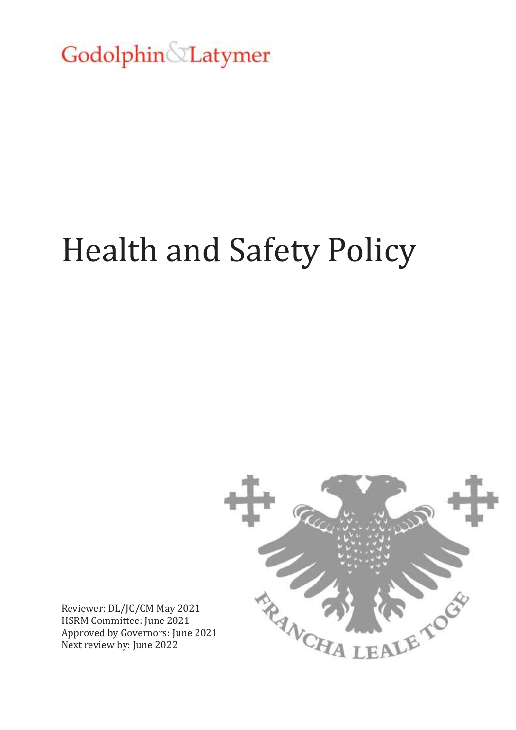Godolphin & Latymer

# Health and Safety Policy

Reviewer: DL/JC/CM May 2021
HSRM Committee: June 2021
Approved by Governors: June 2021
Next review by: June 2022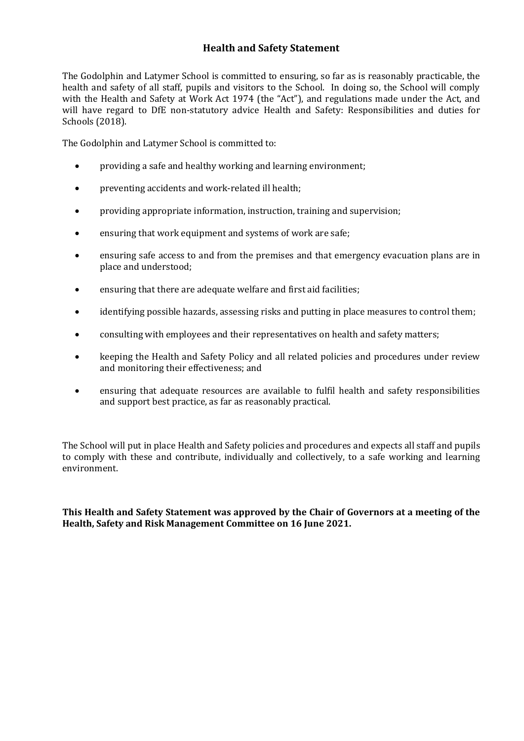## Health and Safety Statement

The Godolphin and Latymer School is committed to ensuring, so far as is reasonably practicable, the health and safety of all staff, pupils and visitors to the School. In doing so, the School will comply with the Health and Safety at Work Act 1974 (the "Act"), and regulations made under the Act, and will have regard to DfE non-statutory advice Health and Safety: Responsibilities and duties for Schools (2018).

The Godolphin and Latymer School is committed to:

- providing a safe and healthy working and learning environment;
- preventing accidents and work-related ill health;
- providing appropriate information, instruction, training and supervision;
- ensuring that work equipment and systems of work are safe;
- ensuring safe access to and from the premises and that emergency evacuation plans are in place and understood;
- ensuring that there are adequate welfare and first aid facilities;
- identifying possible hazards, assessing risks and putting in place measures to control them;
- consulting with employees and their representatives on health and safety matters;
- keeping the Health and Safety Policy and all related policies and procedures under review and monitoring their effectiveness; and
- ensuring that adequate resources are available to fulfil health and safety responsibilities and support best practice, as far as reasonably practical.

The School will put in place Health and Safety policies and procedures and expects all staff and pupils to comply with these and contribute, individually and collectively, to a safe working and learning environment.

**This Health and Safety Statement was approved by the Chair of Governors at a meeting of the Health, Safety and Risk Management Committee on 16 June 2021.**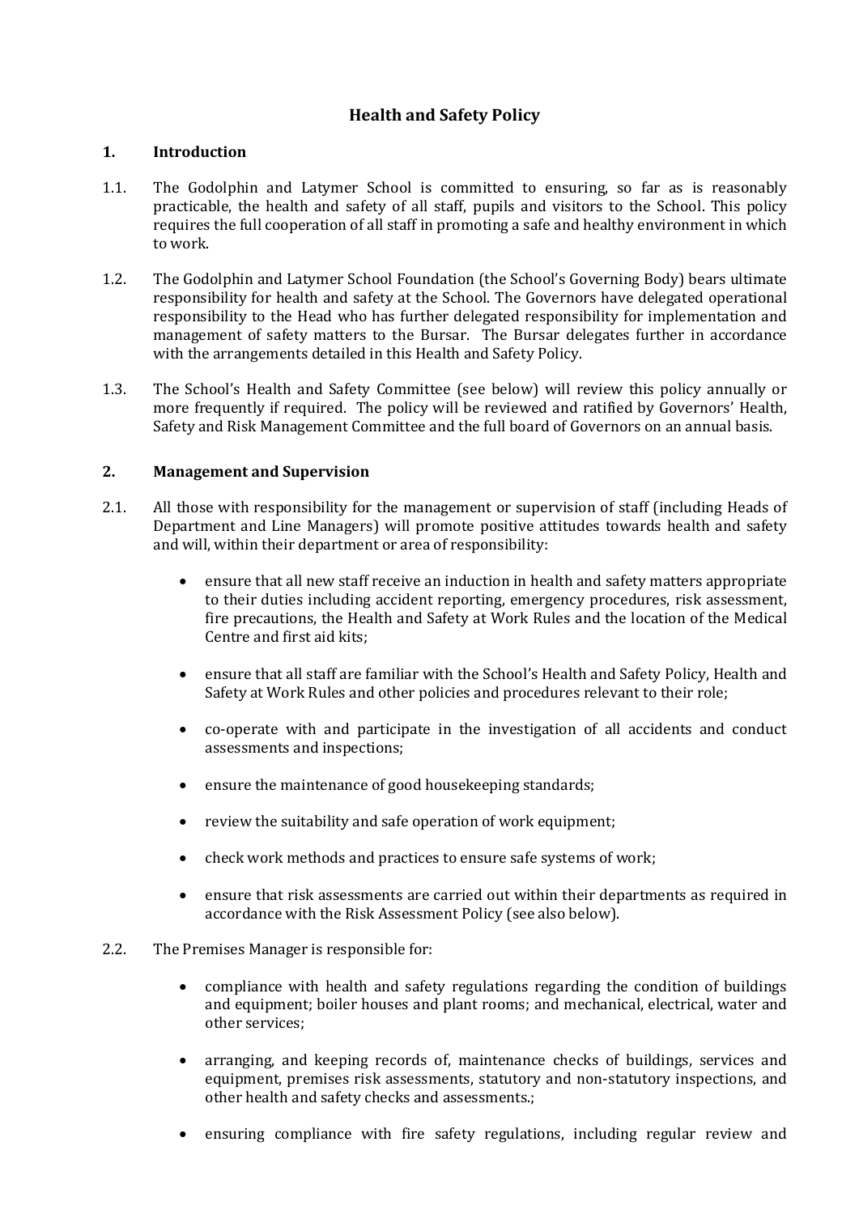# Health and Safety Policy

## 1. Introduction

1.1. The Godolphin and Latymer School is committed to ensuring, so far as is reasonably practicable, the health and safety of all staff, pupils and visitors to the School. This policy requires the full cooperation of all staff in promoting a safe and healthy environment in which to work.

1.2. The Godolphin and Latymer School Foundation (the School's Governing Body) bears ultimate responsibility for health and safety at the School. The Governors have delegated operational responsibility to the Head who has further delegated responsibility for implementation and management of safety matters to the Bursar. The Bursar delegates further in accordance with the arrangements detailed in this Health and Safety Policy.

1.3. The School's Health and Safety Committee (see below) will review this policy annually or more frequently if required. The policy will be reviewed and ratified by Governors' Health, Safety and Risk Management Committee and the full board of Governors on an annual basis.

## 2. Management and Supervision

2.1. All those with responsibility for the management or supervision of staff (including Heads of Department and Line Managers) will promote positive attitudes towards health and safety and will, within their department or area of responsibility:

- ensure that all new staff receive an induction in health and safety matters appropriate to their duties including accident reporting, emergency procedures, risk assessment, fire precautions, the Health and Safety at Work Rules and the location of the Medical Centre and first aid kits;
- ensure that all staff are familiar with the School's Health and Safety Policy, Health and Safety at Work Rules and other policies and procedures relevant to their role;
- co-operate with and participate in the investigation of all accidents and conduct assessments and inspections;
- ensure the maintenance of good housekeeping standards;
- review the suitability and safe operation of work equipment;
- check work methods and practices to ensure safe systems of work;
- ensure that risk assessments are carried out within their departments as required in accordance with the Risk Assessment Policy (see also below).

2.2. The Premises Manager is responsible for:

- compliance with health and safety regulations regarding the condition of buildings and equipment; boiler houses and plant rooms; and mechanical, electrical, water and other services;
- arranging, and keeping records of, maintenance checks of buildings, services and equipment, premises risk assessments, statutory and non-statutory inspections, and other health and safety checks and assessments.;
- ensuring compliance with fire safety regulations, including regular review and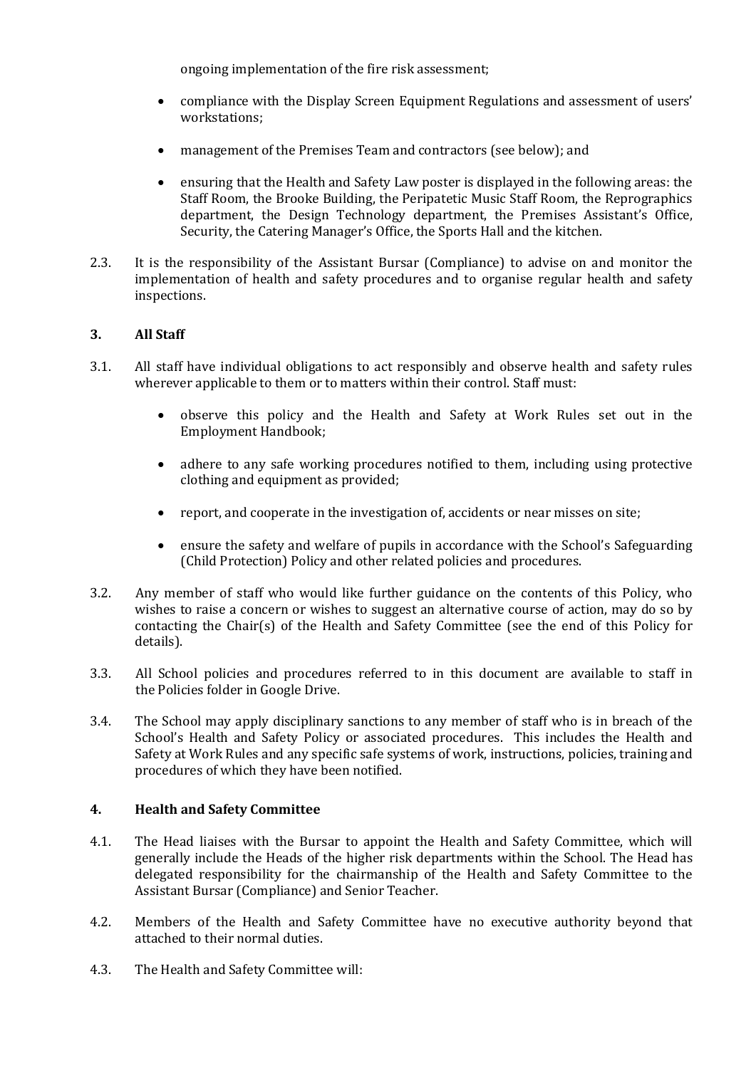ongoing implementation of the fire risk assessment;

- compliance with the Display Screen Equipment Regulations and assessment of users' workstations;
- management of the Premises Team and contractors (see below); and
- ensuring that the Health and Safety Law poster is displayed in the following areas: the Staff Room, the Brooke Building, the Peripatetic Music Staff Room, the Reprographics department, the Design Technology department, the Premises Assistant's Office, Security, the Catering Manager's Office, the Sports Hall and the kitchen.

2.3. It is the responsibility of the Assistant Bursar (Compliance) to advise on and monitor the implementation of health and safety procedures and to organise regular health and safety inspections.

## 3. All Staff

3.1. All staff have individual obligations to act responsibly and observe health and safety rules wherever applicable to them or to matters within their control. Staff must:

- observe this policy and the Health and Safety at Work Rules set out in the Employment Handbook;
- adhere to any safe working procedures notified to them, including using protective clothing and equipment as provided;
- report, and cooperate in the investigation of, accidents or near misses on site;
- ensure the safety and welfare of pupils in accordance with the School's Safeguarding (Child Protection) Policy and other related policies and procedures.

3.2. Any member of staff who would like further guidance on the contents of this Policy, who wishes to raise a concern or wishes to suggest an alternative course of action, may do so by contacting the Chair(s) of the Health and Safety Committee (see the end of this Policy for details).

3.3. All School policies and procedures referred to in this document are available to staff in the Policies folder in Google Drive.

3.4. The School may apply disciplinary sanctions to any member of staff who is in breach of the School's Health and Safety Policy or associated procedures. This includes the Health and Safety at Work Rules and any specific safe systems of work, instructions, policies, training and procedures of which they have been notified.

## 4. Health and Safety Committee

4.1. The Head liaises with the Bursar to appoint the Health and Safety Committee, which will generally include the Heads of the higher risk departments within the School. The Head has delegated responsibility for the chairmanship of the Health and Safety Committee to the Assistant Bursar (Compliance) and Senior Teacher.

4.2. Members of the Health and Safety Committee have no executive authority beyond that attached to their normal duties.

4.3. The Health and Safety Committee will: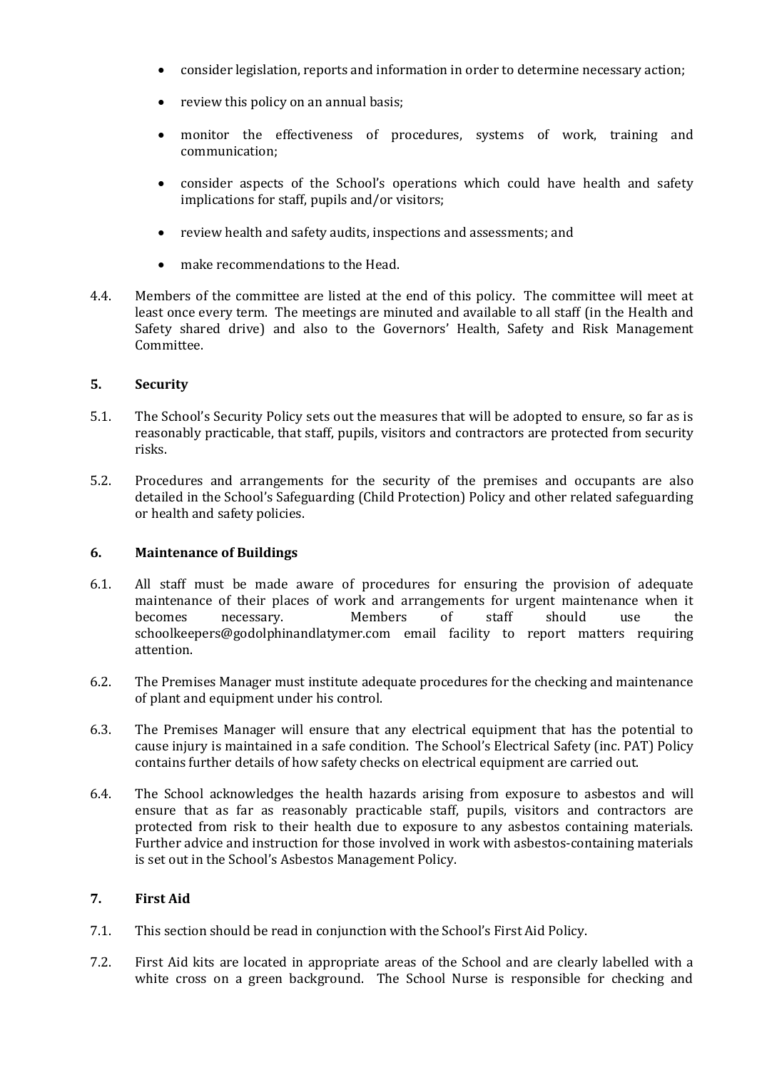- consider legislation, reports and information in order to determine necessary action;
- review this policy on an annual basis;
- monitor the effectiveness of procedures, systems of work, training and communication;
- consider aspects of the School's operations which could have health and safety implications for staff, pupils and/or visitors;
- review health and safety audits, inspections and assessments; and
- make recommendations to the Head.

4.4. Members of the committee are listed at the end of this policy. The committee will meet at least once every term. The meetings are minuted and available to all staff (in the Health and Safety shared drive) and also to the Governors' Health, Safety and Risk Management Committee.

## 5. Security

5.1. The School's Security Policy sets out the measures that will be adopted to ensure, so far as is reasonably practicable, that staff, pupils, visitors and contractors are protected from security risks.

5.2. Procedures and arrangements for the security of the premises and occupants are also detailed in the School's Safeguarding (Child Protection) Policy and other related safeguarding or health and safety policies.

## 6. Maintenance of Buildings

6.1. All staff must be made aware of procedures for ensuring the provision of adequate maintenance of their places of work and arrangements for urgent maintenance when it becomes necessary. Members of staff should use the schoolkeepers@godolphinandlatymer.com email facility to report matters requiring attention.

6.2. The Premises Manager must institute adequate procedures for the checking and maintenance of plant and equipment under his control.

6.3. The Premises Manager will ensure that any electrical equipment that has the potential to cause injury is maintained in a safe condition. The School's Electrical Safety (inc. PAT) Policy contains further details of how safety checks on electrical equipment are carried out.

6.4. The School acknowledges the health hazards arising from exposure to asbestos and will ensure that as far as reasonably practicable staff, pupils, visitors and contractors are protected from risk to their health due to exposure to any asbestos containing materials. Further advice and instruction for those involved in work with asbestos-containing materials is set out in the School's Asbestos Management Policy.

## 7. First Aid

7.1. This section should be read in conjunction with the School's First Aid Policy.

7.2. First Aid kits are located in appropriate areas of the School and are clearly labelled with a white cross on a green background. The School Nurse is responsible for checking and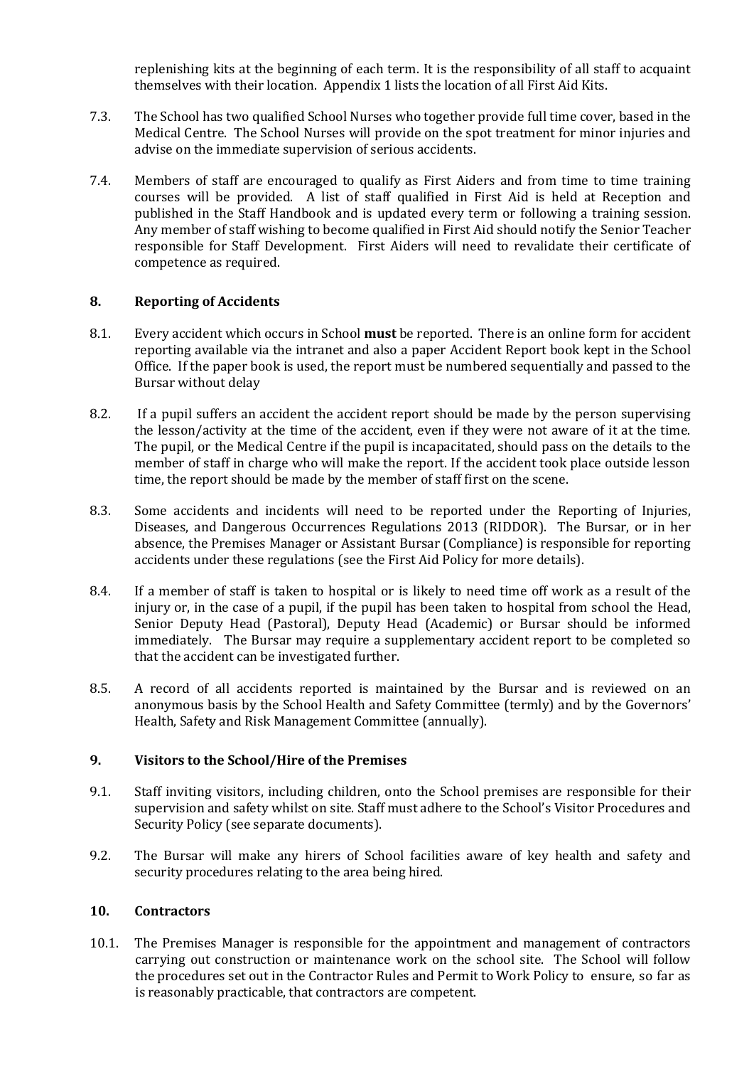replenishing kits at the beginning of each term. It is the responsibility of all staff to acquaint themselves with their location. Appendix 1 lists the location of all First Aid Kits.

7.3. The School has two qualified School Nurses who together provide full time cover, based in the Medical Centre. The School Nurses will provide on the spot treatment for minor injuries and advise on the immediate supervision of serious accidents.

7.4. Members of staff are encouraged to qualify as First Aiders and from time to time training courses will be provided. A list of staff qualified in First Aid is held at Reception and published in the Staff Handbook and is updated every term or following a training session. Any member of staff wishing to become qualified in First Aid should notify the Senior Teacher responsible for Staff Development. First Aiders will need to revalidate their certificate of competence as required.

## 8. Reporting of Accidents

8.1. Every accident which occurs in School **must** be reported. There is an online form for accident reporting available via the intranet and also a paper Accident Report book kept in the School Office. If the paper book is used, the report must be numbered sequentially and passed to the Bursar without delay

8.2. If a pupil suffers an accident the accident report should be made by the person supervising the lesson/activity at the time of the accident, even if they were not aware of it at the time. The pupil, or the Medical Centre if the pupil is incapacitated, should pass on the details to the member of staff in charge who will make the report. If the accident took place outside lesson time, the report should be made by the member of staff first on the scene.

8.3. Some accidents and incidents will need to be reported under the Reporting of Injuries, Diseases, and Dangerous Occurrences Regulations 2013 (RIDDOR). The Bursar, or in her absence, the Premises Manager or Assistant Bursar (Compliance) is responsible for reporting accidents under these regulations (see the First Aid Policy for more details).

8.4. If a member of staff is taken to hospital or is likely to need time off work as a result of the injury or, in the case of a pupil, if the pupil has been taken to hospital from school the Head, Senior Deputy Head (Pastoral), Deputy Head (Academic) or Bursar should be informed immediately. The Bursar may require a supplementary accident report to be completed so that the accident can be investigated further.

8.5. A record of all accidents reported is maintained by the Bursar and is reviewed on an anonymous basis by the School Health and Safety Committee (termly) and by the Governors' Health, Safety and Risk Management Committee (annually).

## 9. Visitors to the School/Hire of the Premises

9.1. Staff inviting visitors, including children, onto the School premises are responsible for their supervision and safety whilst on site. Staff must adhere to the School's Visitor Procedures and Security Policy (see separate documents).

9.2. The Bursar will make any hirers of School facilities aware of key health and safety and security procedures relating to the area being hired.

## 10. Contractors

10.1. The Premises Manager is responsible for the appointment and management of contractors carrying out construction or maintenance work on the school site. The School will follow the procedures set out in the Contractor Rules and Permit to Work Policy to ensure, so far as is reasonably practicable, that contractors are competent.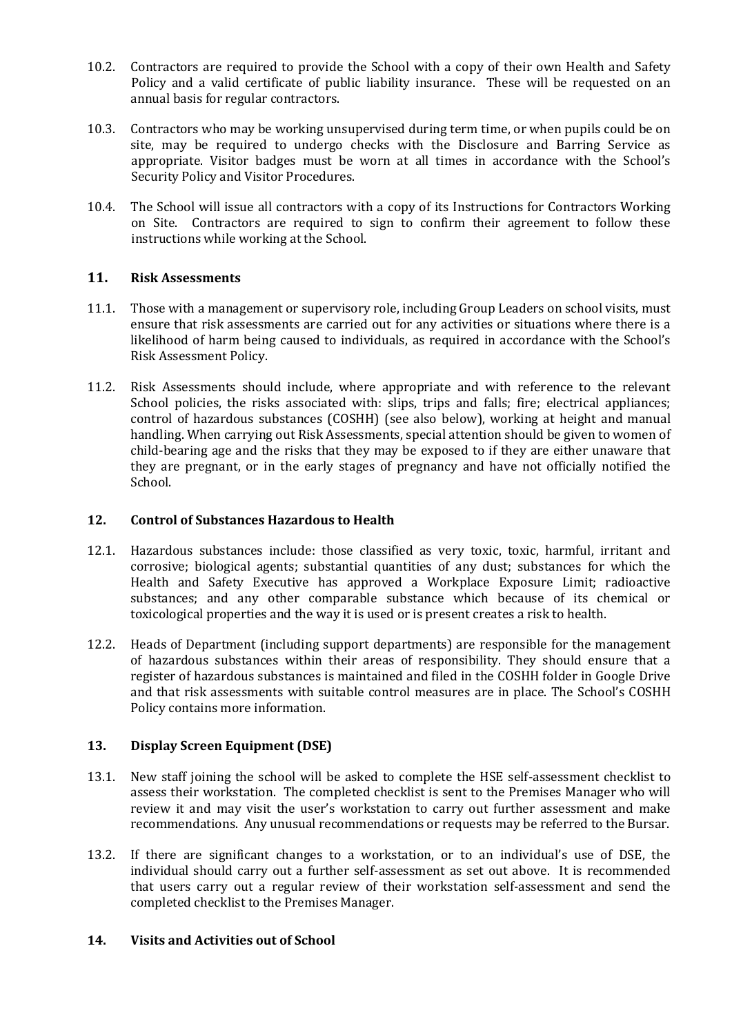10.2. Contractors are required to provide the School with a copy of their own Health and Safety Policy and a valid certificate of public liability insurance. These will be requested on an annual basis for regular contractors.

10.3. Contractors who may be working unsupervised during term time, or when pupils could be on site, may be required to undergo checks with the Disclosure and Barring Service as appropriate. Visitor badges must be worn at all times in accordance with the School's Security Policy and Visitor Procedures.

10.4. The School will issue all contractors with a copy of its Instructions for Contractors Working on Site. Contractors are required to sign to confirm their agreement to follow these instructions while working at the School.

## 11. Risk Assessments

11.1. Those with a management or supervisory role, including Group Leaders on school visits, must ensure that risk assessments are carried out for any activities or situations where there is a likelihood of harm being caused to individuals, as required in accordance with the School's Risk Assessment Policy.

11.2. Risk Assessments should include, where appropriate and with reference to the relevant School policies, the risks associated with: slips, trips and falls; fire; electrical appliances; control of hazardous substances (COSHH) (see also below), working at height and manual handling. When carrying out Risk Assessments, special attention should be given to women of child-bearing age and the risks that they may be exposed to if they are either unaware that they are pregnant, or in the early stages of pregnancy and have not officially notified the School.

## 12. Control of Substances Hazardous to Health

12.1. Hazardous substances include: those classified as very toxic, toxic, harmful, irritant and corrosive; biological agents; substantial quantities of any dust; substances for which the Health and Safety Executive has approved a Workplace Exposure Limit; radioactive substances; and any other comparable substance which because of its chemical or toxicological properties and the way it is used or is present creates a risk to health.

12.2. Heads of Department (including support departments) are responsible for the management of hazardous substances within their areas of responsibility. They should ensure that a register of hazardous substances is maintained and filed in the COSHH folder in Google Drive and that risk assessments with suitable control measures are in place. The School's COSHH Policy contains more information.

## 13. Display Screen Equipment (DSE)

13.1. New staff joining the school will be asked to complete the HSE self-assessment checklist to assess their workstation. The completed checklist is sent to the Premises Manager who will review it and may visit the user's workstation to carry out further assessment and make recommendations. Any unusual recommendations or requests may be referred to the Bursar.

13.2. If there are significant changes to a workstation, or to an individual's use of DSE, the individual should carry out a further self-assessment as set out above. It is recommended that users carry out a regular review of their workstation self-assessment and send the completed checklist to the Premises Manager.

## 14. Visits and Activities out of School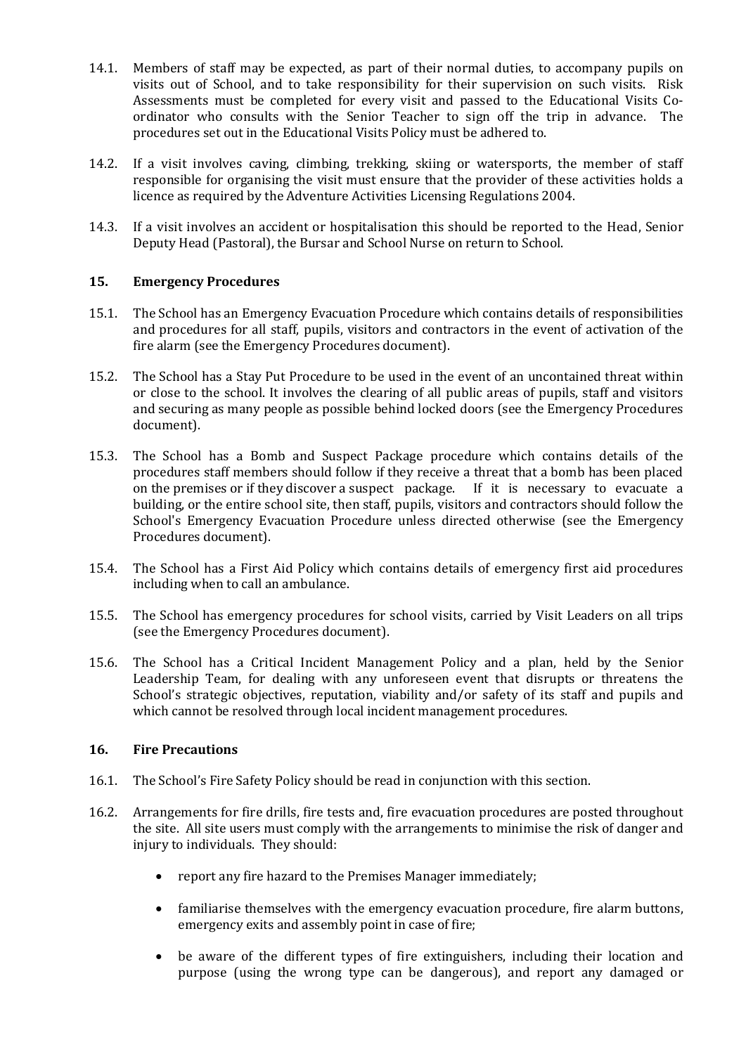14.1. Members of staff may be expected, as part of their normal duties, to accompany pupils on visits out of School, and to take responsibility for their supervision on such visits. Risk Assessments must be completed for every visit and passed to the Educational Visits Co-ordinator who consults with the Senior Teacher to sign off the trip in advance. The procedures set out in the Educational Visits Policy must be adhered to.

14.2. If a visit involves caving, climbing, trekking, skiing or watersports, the member of staff responsible for organising the visit must ensure that the provider of these activities holds a licence as required by the Adventure Activities Licensing Regulations 2004.

14.3. If a visit involves an accident or hospitalisation this should be reported to the Head, Senior Deputy Head (Pastoral), the Bursar and School Nurse on return to School.

## 15. Emergency Procedures

15.1. The School has an Emergency Evacuation Procedure which contains details of responsibilities and procedures for all staff, pupils, visitors and contractors in the event of activation of the fire alarm (see the Emergency Procedures document).

15.2. The School has a Stay Put Procedure to be used in the event of an uncontained threat within or close to the school. It involves the clearing of all public areas of pupils, staff and visitors and securing as many people as possible behind locked doors (see the Emergency Procedures document).

15.3. The School has a Bomb and Suspect Package procedure which contains details of the procedures staff members should follow if they receive a threat that a bomb has been placed on the premises or if they discover a suspect package. If it is necessary to evacuate a building, or the entire school site, then staff, pupils, visitors and contractors should follow the School's Emergency Evacuation Procedure unless directed otherwise (see the Emergency Procedures document).

15.4. The School has a First Aid Policy which contains details of emergency first aid procedures including when to call an ambulance.

15.5. The School has emergency procedures for school visits, carried by Visit Leaders on all trips (see the Emergency Procedures document).

15.6. The School has a Critical Incident Management Policy and a plan, held by the Senior Leadership Team, for dealing with any unforeseen event that disrupts or threatens the School's strategic objectives, reputation, viability and/or safety of its staff and pupils and which cannot be resolved through local incident management procedures.

## 16. Fire Precautions

16.1. The School's Fire Safety Policy should be read in conjunction with this section.

16.2. Arrangements for fire drills, fire tests and, fire evacuation procedures are posted throughout the site. All site users must comply with the arrangements to minimise the risk of danger and injury to individuals. They should:

- report any fire hazard to the Premises Manager immediately;
- familiarise themselves with the emergency evacuation procedure, fire alarm buttons, emergency exits and assembly point in case of fire;
- be aware of the different types of fire extinguishers, including their location and purpose (using the wrong type can be dangerous), and report any damaged or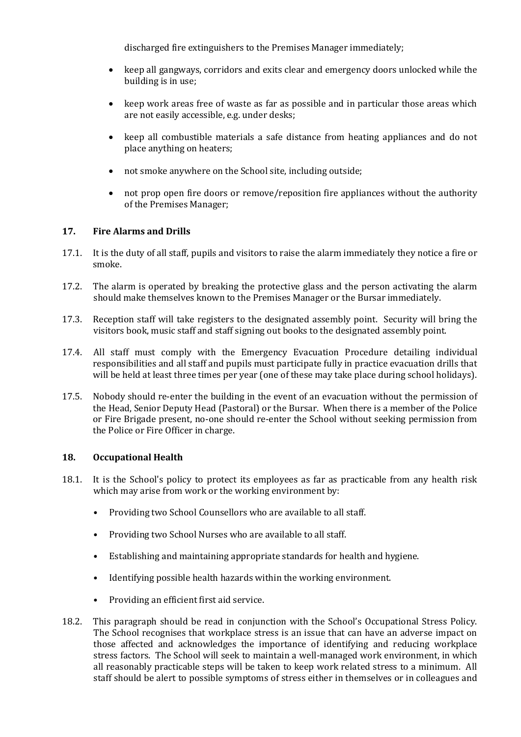discharged fire extinguishers to the Premises Manager immediately;

- keep all gangways, corridors and exits clear and emergency doors unlocked while the building is in use;
- keep work areas free of waste as far as possible and in particular those areas which are not easily accessible, e.g. under desks;
- keep all combustible materials a safe distance from heating appliances and do not place anything on heaters;
- not smoke anywhere on the School site, including outside;
- not prop open fire doors or remove/reposition fire appliances without the authority of the Premises Manager;

## 17. Fire Alarms and Drills

17.1. It is the duty of all staff, pupils and visitors to raise the alarm immediately they notice a fire or smoke.

17.2. The alarm is operated by breaking the protective glass and the person activating the alarm should make themselves known to the Premises Manager or the Bursar immediately.

17.3. Reception staff will take registers to the designated assembly point. Security will bring the visitors book, music staff and staff signing out books to the designated assembly point.

17.4. All staff must comply with the Emergency Evacuation Procedure detailing individual responsibilities and all staff and pupils must participate fully in practice evacuation drills that will be held at least three times per year (one of these may take place during school holidays).

17.5. Nobody should re-enter the building in the event of an evacuation without the permission of the Head, Senior Deputy Head (Pastoral) or the Bursar. When there is a member of the Police or Fire Brigade present, no-one should re-enter the School without seeking permission from the Police or Fire Officer in charge.

## 18. Occupational Health

18.1. It is the School's policy to protect its employees as far as practicable from any health risk which may arise from work or the working environment by:

- Providing two School Counsellors who are available to all staff.
- Providing two School Nurses who are available to all staff.
- Establishing and maintaining appropriate standards for health and hygiene.
- Identifying possible health hazards within the working environment.
- Providing an efficient first aid service.

18.2. This paragraph should be read in conjunction with the School's Occupational Stress Policy. The School recognises that workplace stress is an issue that can have an adverse impact on those affected and acknowledges the importance of identifying and reducing workplace stress factors. The School will seek to maintain a well-managed work environment, in which all reasonably practicable steps will be taken to keep work related stress to a minimum. All staff should be alert to possible symptoms of stress either in themselves or in colleagues and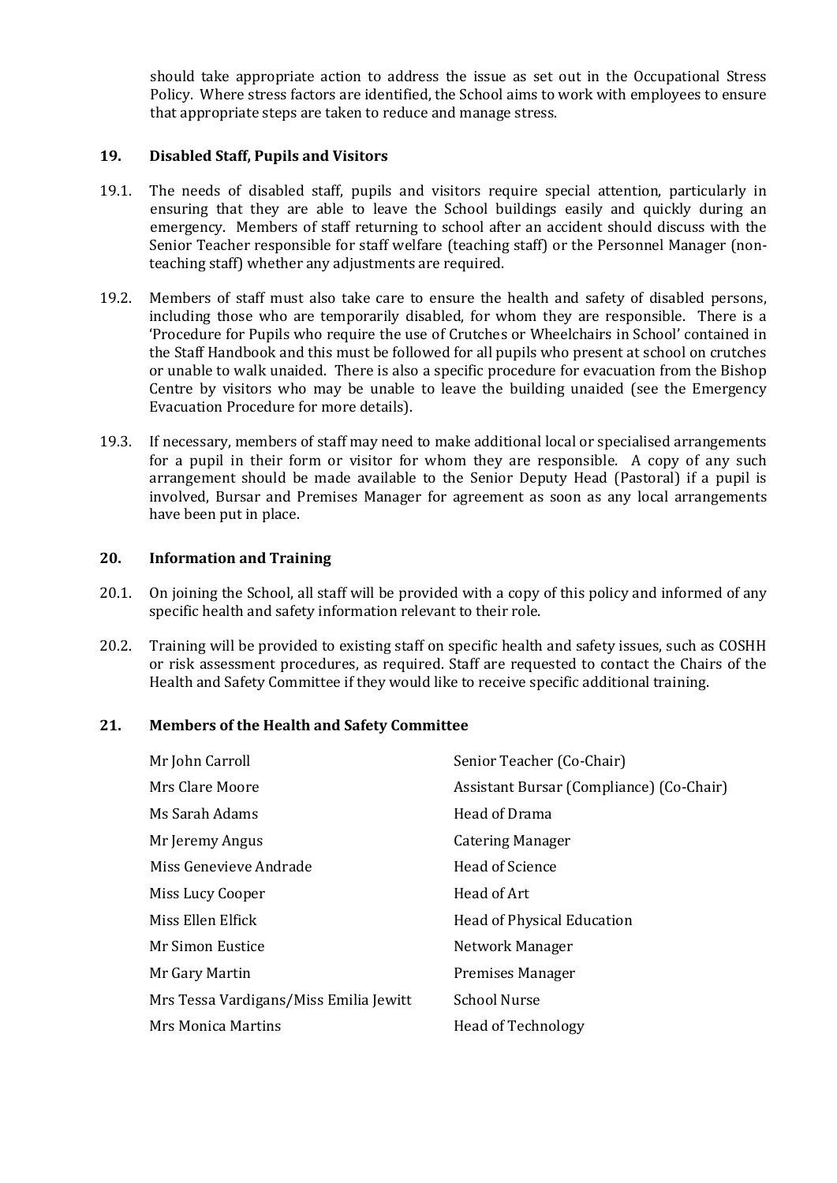should take appropriate action to address the issue as set out in the Occupational Stress Policy. Where stress factors are identified, the School aims to work with employees to ensure that appropriate steps are taken to reduce and manage stress.

## 19. Disabled Staff, Pupils and Visitors

19.1. The needs of disabled staff, pupils and visitors require special attention, particularly in ensuring that they are able to leave the School buildings easily and quickly during an emergency. Members of staff returning to school after an accident should discuss with the Senior Teacher responsible for staff welfare (teaching staff) or the Personnel Manager (non-teaching staff) whether any adjustments are required.

19.2. Members of staff must also take care to ensure the health and safety of disabled persons, including those who are temporarily disabled, for whom they are responsible. There is a 'Procedure for Pupils who require the use of Crutches or Wheelchairs in School' contained in the Staff Handbook and this must be followed for all pupils who present at school on crutches or unable to walk unaided. There is also a specific procedure for evacuation from the Bishop Centre by visitors who may be unable to leave the building unaided (see the Emergency Evacuation Procedure for more details).

19.3. If necessary, members of staff may need to make additional local or specialised arrangements for a pupil in their form or visitor for whom they are responsible. A copy of any such arrangement should be made available to the Senior Deputy Head (Pastoral) if a pupil is involved, Bursar and Premises Manager for agreement as soon as any local arrangements have been put in place.

## 20. Information and Training

20.1. On joining the School, all staff will be provided with a copy of this policy and informed of any specific health and safety information relevant to their role.

20.2. Training will be provided to existing staff on specific health and safety issues, such as COSHH or risk assessment procedures, as required. Staff are requested to contact the Chairs of the Health and Safety Committee if they would like to receive specific additional training.

## 21. Members of the Health and Safety Committee

| Name | Role |
|---|---|
| Mr John Carroll | Senior Teacher (Co-Chair) |
| Mrs Clare Moore | Assistant Bursar (Compliance) (Co-Chair) |
| Ms Sarah Adams | Head of Drama |
| Mr Jeremy Angus | Catering Manager |
| Miss Genevieve Andrade | Head of Science |
| Miss Lucy Cooper | Head of Art |
| Miss Ellen Elfick | Head of Physical Education |
| Mr Simon Eustice | Network Manager |
| Mr Gary Martin | Premises Manager |
| Mrs Tessa Vardigans/Miss Emilia Jewitt | School Nurse |
| Mrs Monica Martins | Head of Technology |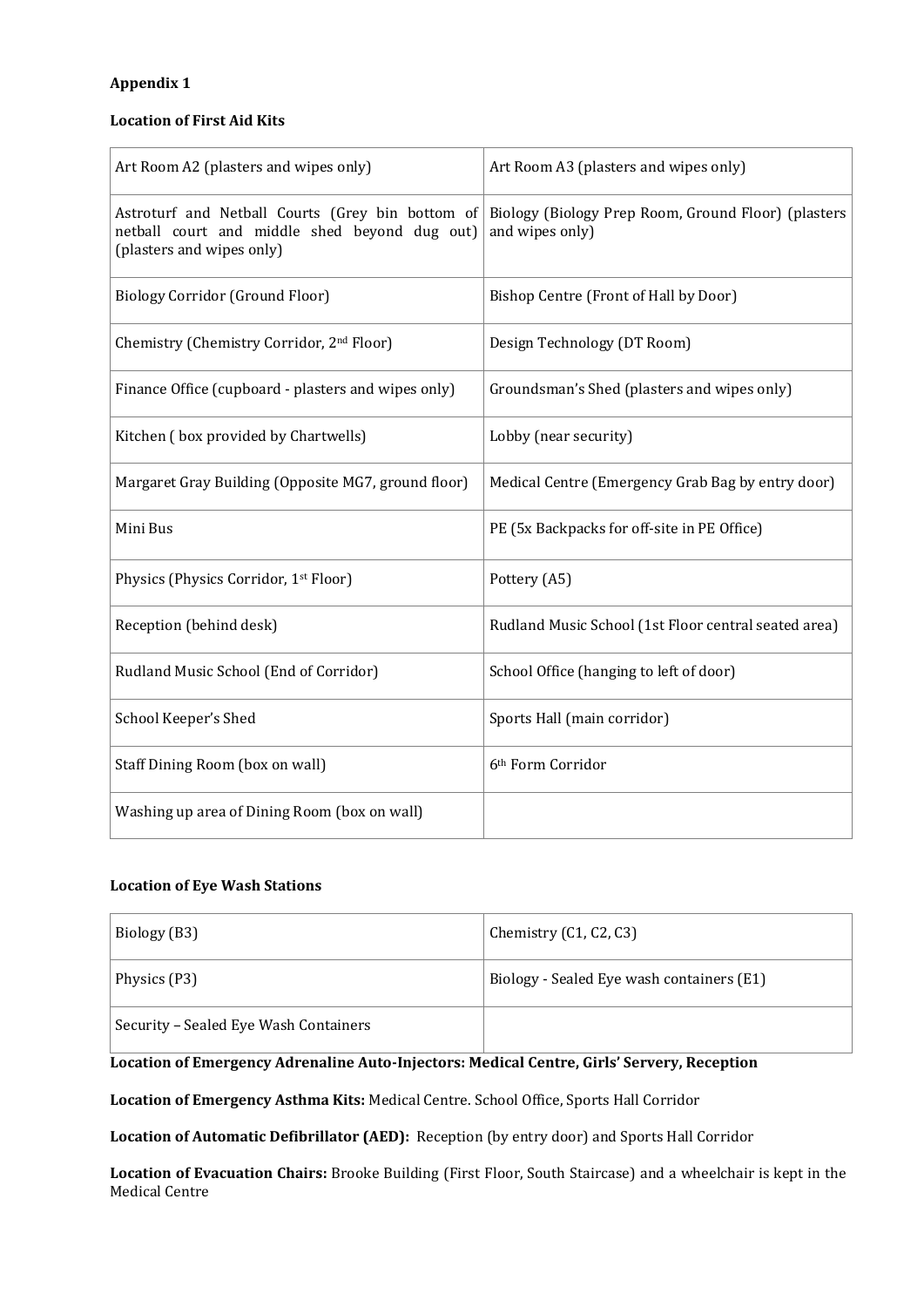**Appendix 1**

**Location of First Aid Kits**

| | |
|---|---|
| Art Room A2 (plasters and wipes only) | Art Room A3 (plasters and wipes only) |
| Astroturf and Netball Courts (Grey bin bottom of netball court and middle shed beyond dug out) (plasters and wipes only) | Biology (Biology Prep Room, Ground Floor) (plasters and wipes only) |
| Biology Corridor (Ground Floor) | Bishop Centre (Front of Hall by Door) |
| Chemistry (Chemistry Corridor, 2nd Floor) | Design Technology (DT Room) |
| Finance Office (cupboard - plasters and wipes only) | Groundsman's Shed (plasters and wipes only) |
| Kitchen ( box provided by Chartwells) | Lobby (near security) |
| Margaret Gray Building (Opposite MG7, ground floor) | Medical Centre (Emergency Grab Bag by entry door) |
| Mini Bus | PE (5x Backpacks for off-site in PE Office) |
| Physics (Physics Corridor, 1st Floor) | Pottery (A5) |
| Reception (behind desk) | Rudland Music School (1st Floor central seated area) |
| Rudland Music School (End of Corridor) | School Office (hanging to left of door) |
| School Keeper's Shed | Sports Hall (main corridor) |
| Staff Dining Room (box on wall) | 6th Form Corridor |
| Washing up area of Dining Room (box on wall) | |

**Location of Eye Wash Stations**

| | |
|---|---|
| Biology (B3) | Chemistry (C1, C2, C3) |
| Physics (P3) | Biology - Sealed Eye wash containers (E1) |
| Security – Sealed Eye Wash Containers | |

**Location of Emergency Adrenaline Auto-Injectors: Medical Centre, Girls' Servery, Reception**

**Location of Emergency Asthma Kits:** Medical Centre. School Office, Sports Hall Corridor

**Location of Automatic Defibrillator (AED):** Reception (by entry door) and Sports Hall Corridor

**Location of Evacuation Chairs:** Brooke Building (First Floor, South Staircase) and a wheelchair is kept in the Medical Centre